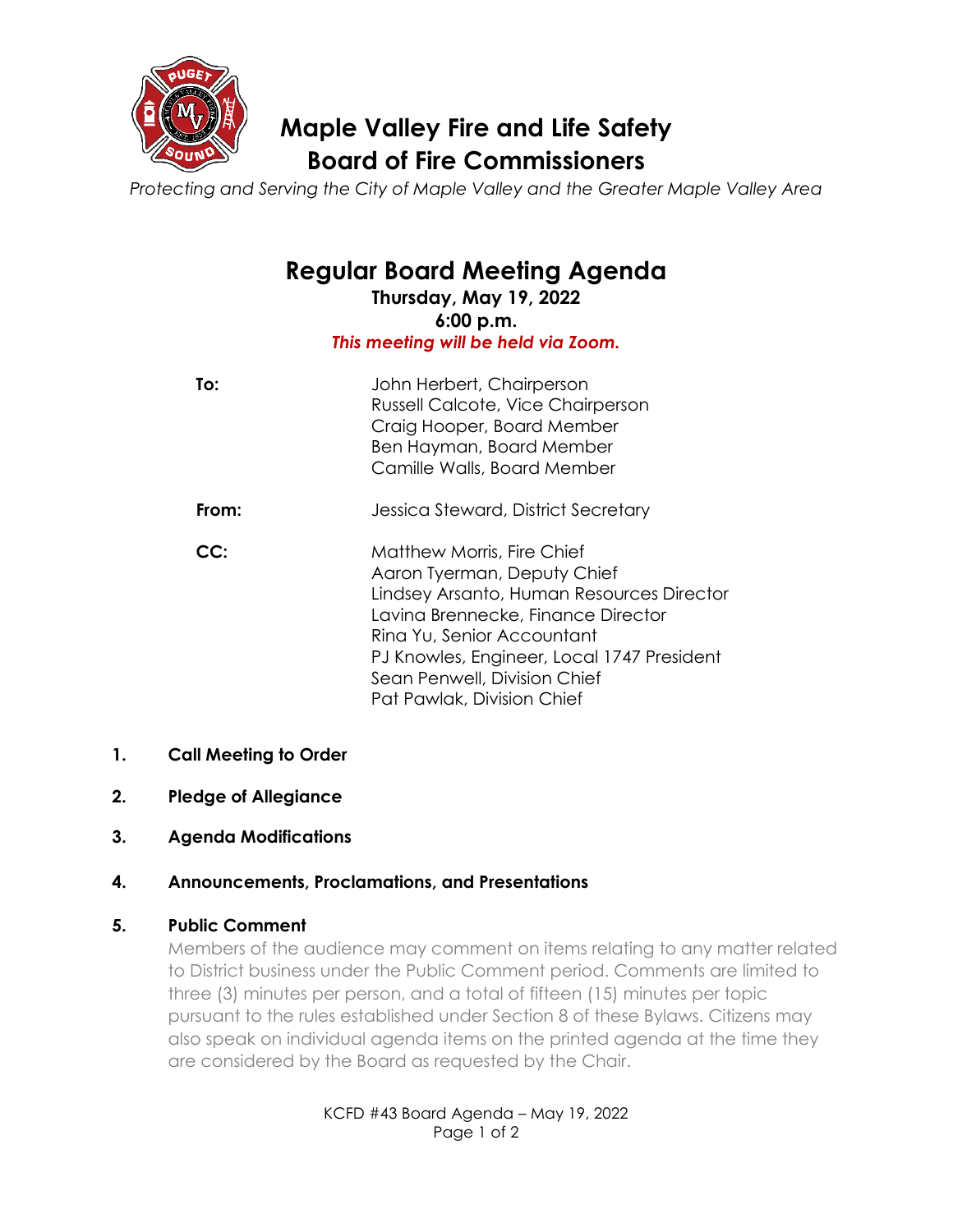# Maple Valley Fire and Life Safety
# Board of Fire Commissioners

*Protecting and Serving the City of Maple Valley and the Greater Maple Valley Area*

## Regular Board Meeting Agenda

**Thursday, May 19, 2022**
**6:00 p.m.**
***This meeting will be held via Zoom.***

**To:** John Herbert, Chairperson
Russell Calcote, Vice Chairperson
Craig Hooper, Board Member
Ben Hayman, Board Member
Camille Walls, Board Member

**From:** Jessica Steward, District Secretary

**CC:** Matthew Morris, Fire Chief
Aaron Tyerman, Deputy Chief
Lindsey Arsanto, Human Resources Director
Lavina Brennecke, Finance Director
Rina Yu, Senior Accountant
PJ Knowles, Engineer, Local 1747 President
Sean Penwell, Division Chief
Pat Pawlak, Division Chief

1. **Call Meeting to Order**
2. **Pledge of Allegiance**
3. **Agenda Modifications**
4. **Announcements, Proclamations, and Presentations**
5. **Public Comment**
   Members of the audience may comment on items relating to any matter related to District business under the Public Comment period. Comments are limited to three (3) minutes per person, and a total of fifteen (15) minutes per topic pursuant to the rules established under Section 8 of these Bylaws. Citizens may also speak on individual agenda items on the printed agenda at the time they are considered by the Board as requested by the Chair.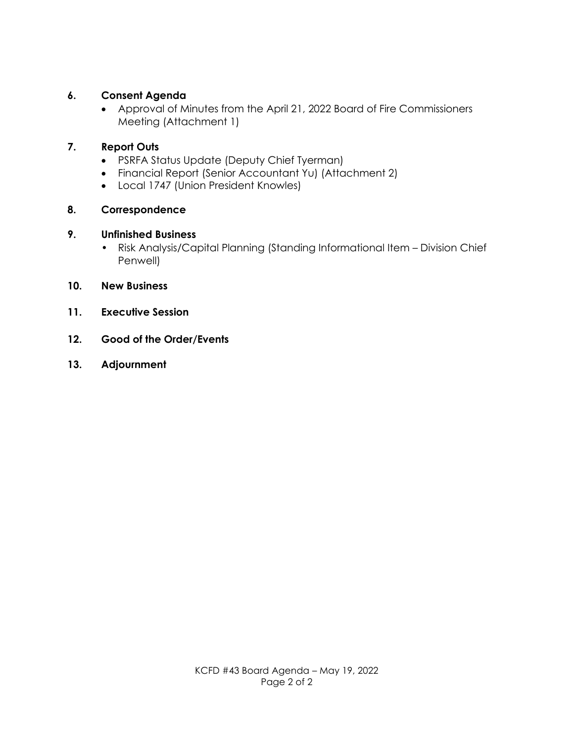**6. Consent Agenda**

- Approval of Minutes from the April 21, 2022 Board of Fire Commissioners Meeting (Attachment 1)

**7. Report Outs**

- PSRFA Status Update (Deputy Chief Tyerman)
- Financial Report (Senior Accountant Yu) (Attachment 2)
- Local 1747 (Union President Knowles)

**8. Correspondence**

**9. Unfinished Business**

- Risk Analysis/Capital Planning (Standing Informational Item – Division Chief Penwell)

**10. New Business**

**11. Executive Session**

**12. Good of the Order/Events**

**13. Adjournment**